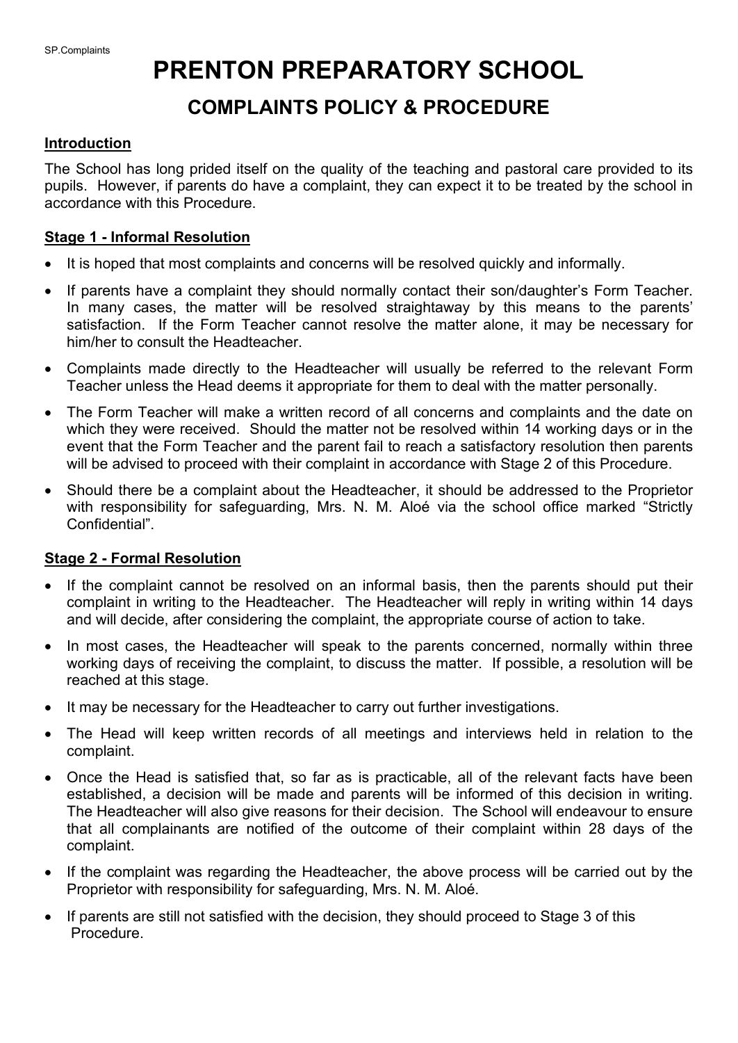# PRENTON PREPARATORY SCHOOL

## COMPLAINTS POLICY & PROCEDURE

### Introduction

The School has long prided itself on the quality of the teaching and pastoral care provided to its pupils. However, if parents do have a complaint, they can expect it to be treated by the school in accordance with this Procedure.

### Stage 1 - Informal Resolution

- It is hoped that most complaints and concerns will be resolved quickly and informally.
- If parents have a complaint they should normally contact their son/daughter's Form Teacher. In many cases, the matter will be resolved straightaway by this means to the parents' satisfaction. If the Form Teacher cannot resolve the matter alone, it may be necessary for him/her to consult the Headteacher.
- Complaints made directly to the Headteacher will usually be referred to the relevant Form Teacher unless the Head deems it appropriate for them to deal with the matter personally.
- The Form Teacher will make a written record of all concerns and complaints and the date on which they were received. Should the matter not be resolved within 14 working days or in the event that the Form Teacher and the parent fail to reach a satisfactory resolution then parents will be advised to proceed with their complaint in accordance with Stage 2 of this Procedure.
- Should there be a complaint about the Headteacher, it should be addressed to the Proprietor with responsibility for safeguarding, Mrs. N. M. Aloé via the school office marked "Strictly Confidential".

### Stage 2 - Formal Resolution

- If the complaint cannot be resolved on an informal basis, then the parents should put their complaint in writing to the Headteacher. The Headteacher will reply in writing within 14 days and will decide, after considering the complaint, the appropriate course of action to take.
- In most cases, the Headteacher will speak to the parents concerned, normally within three working days of receiving the complaint, to discuss the matter. If possible, a resolution will be reached at this stage.
- It may be necessary for the Headteacher to carry out further investigations.
- The Head will keep written records of all meetings and interviews held in relation to the complaint.
- Once the Head is satisfied that, so far as is practicable, all of the relevant facts have been established, a decision will be made and parents will be informed of this decision in writing. The Headteacher will also give reasons for their decision. The School will endeavour to ensure that all complainants are notified of the outcome of their complaint within 28 days of the complaint.
- If the complaint was regarding the Headteacher, the above process will be carried out by the Proprietor with responsibility for safeguarding, Mrs. N. M. Aloé.
- If parents are still not satisfied with the decision, they should proceed to Stage 3 of this Procedure.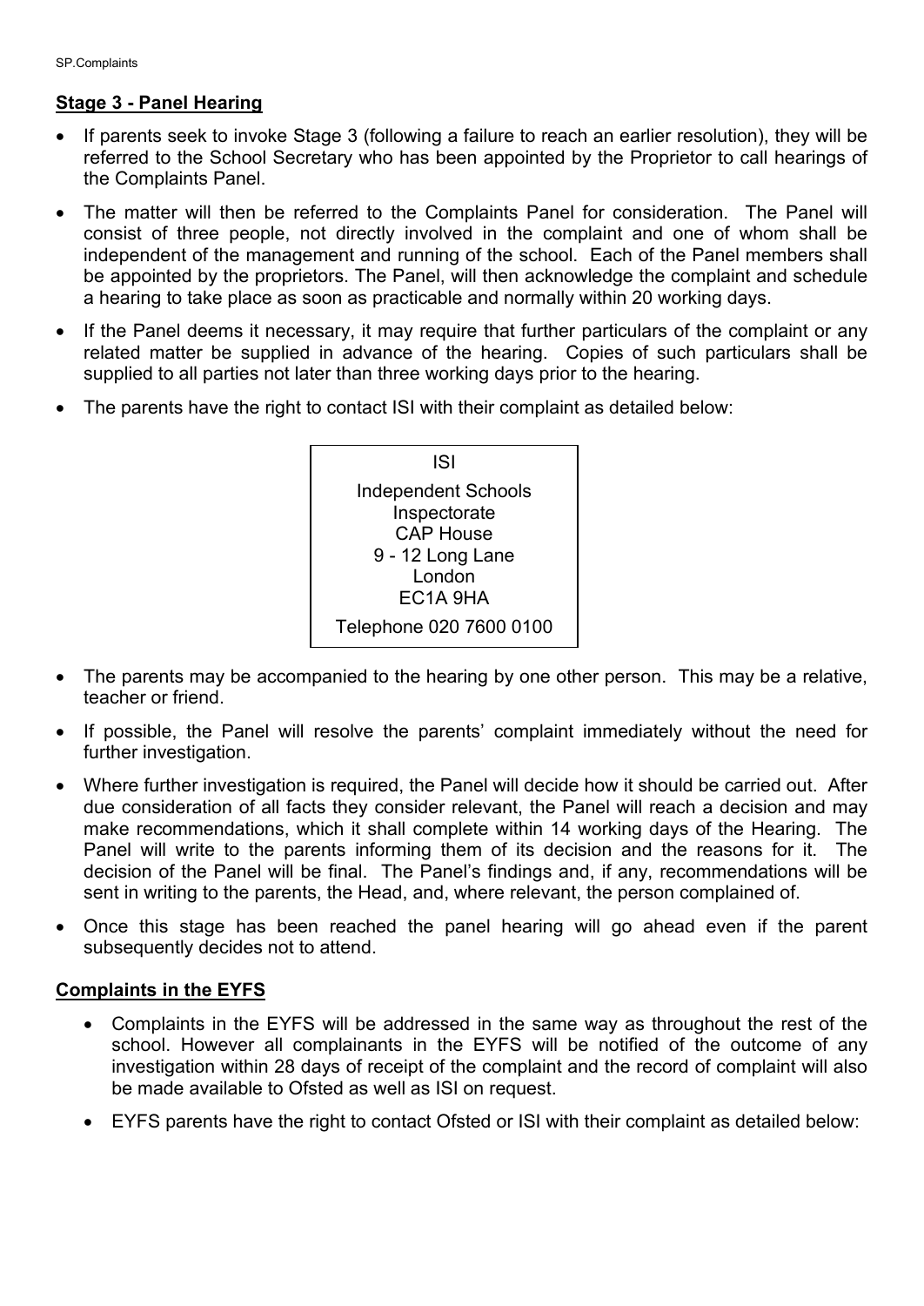## Stage 3 - Panel Hearing

- If parents seek to invoke Stage 3 (following a failure to reach an earlier resolution), they will be referred to the School Secretary who has been appointed by the Proprietor to call hearings of the Complaints Panel.
- The matter will then be referred to the Complaints Panel for consideration. The Panel will consist of three people, not directly involved in the complaint and one of whom shall be independent of the management and running of the school. Each of the Panel members shall be appointed by the proprietors. The Panel, will then acknowledge the complaint and schedule a hearing to take place as soon as practicable and normally within 20 working days.
- If the Panel deems it necessary, it may require that further particulars of the complaint or any related matter be supplied in advance of the hearing. Copies of such particulars shall be supplied to all parties not later than three working days prior to the hearing.
- The parents have the right to contact ISI with their complaint as detailed below:

| ISI |
|---|
| Independent Schools Inspectorate<br>CAP House<br>9 - 12 Long Lane<br>London<br>EC1A 9HA |
| Telephone 020 7600 0100 |

- The parents may be accompanied to the hearing by one other person. This may be a relative, teacher or friend.
- If possible, the Panel will resolve the parents' complaint immediately without the need for further investigation.
- Where further investigation is required, the Panel will decide how it should be carried out. After due consideration of all facts they consider relevant, the Panel will reach a decision and may make recommendations, which it shall complete within 14 working days of the Hearing. The Panel will write to the parents informing them of its decision and the reasons for it. The decision of the Panel will be final. The Panel's findings and, if any, recommendations will be sent in writing to the parents, the Head, and, where relevant, the person complained of.
- Once this stage has been reached the panel hearing will go ahead even if the parent subsequently decides not to attend.

## Complaints in the EYFS

- Complaints in the EYFS will be addressed in the same way as throughout the rest of the school. However all complainants in the EYFS will be notified of the outcome of any investigation within 28 days of receipt of the complaint and the record of complaint will also be made available to Ofsted as well as ISI on request.
- EYFS parents have the right to contact Ofsted or ISI with their complaint as detailed below: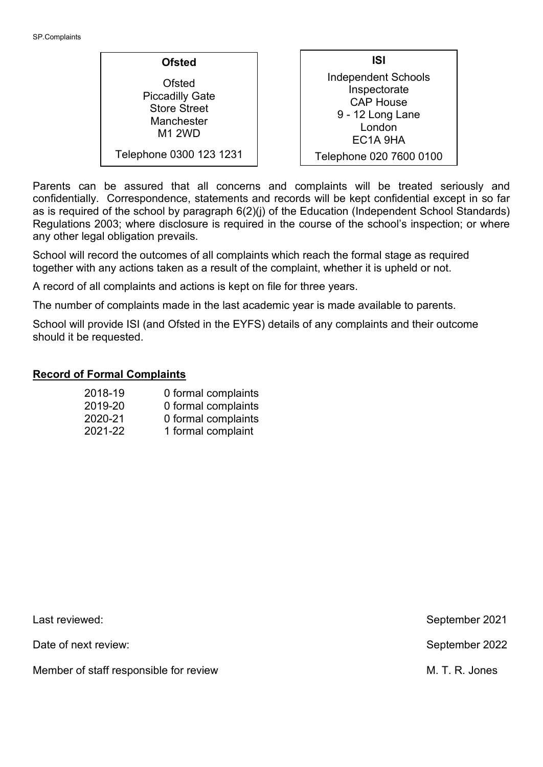| Ofsted | ISI |
| --- | --- |
| Ofsted<br>Piccadilly Gate<br>Store Street<br>Manchester<br>M1 2WD | Independent Schools Inspectorate<br>CAP House<br>9 - 12 Long Lane<br>London<br>EC1A 9HA |
| Telephone 0300 123 1231 | Telephone 020 7600 0100 |

Parents can be assured that all concerns and complaints will be treated seriously and confidentially. Correspondence, statements and records will be kept confidential except in so far as is required of the school by paragraph 6(2)(j) of the Education (Independent School Standards) Regulations 2003; where disclosure is required in the course of the school's inspection; or where any other legal obligation prevails.

School will record the outcomes of all complaints which reach the formal stage as required together with any actions taken as a result of the complaint, whether it is upheld or not.

A record of all complaints and actions is kept on file for three years.

The number of complaints made in the last academic year is made available to parents.

School will provide ISI (and Ofsted in the EYFS) details of any complaints and their outcome should it be requested.

## Record of Formal Complaints

| | |
| --- | --- |
| 2018-19 | 0 formal complaints |
| 2019-20 | 0 formal complaints |
| 2020-21 | 0 formal complaints |
| 2021-22 | 1 formal complaint |

| | |
| --- | --- |
| Last reviewed: | September 2021 |
| Date of next review: | September 2022 |
| Member of staff responsible for review | M. T. R. Jones |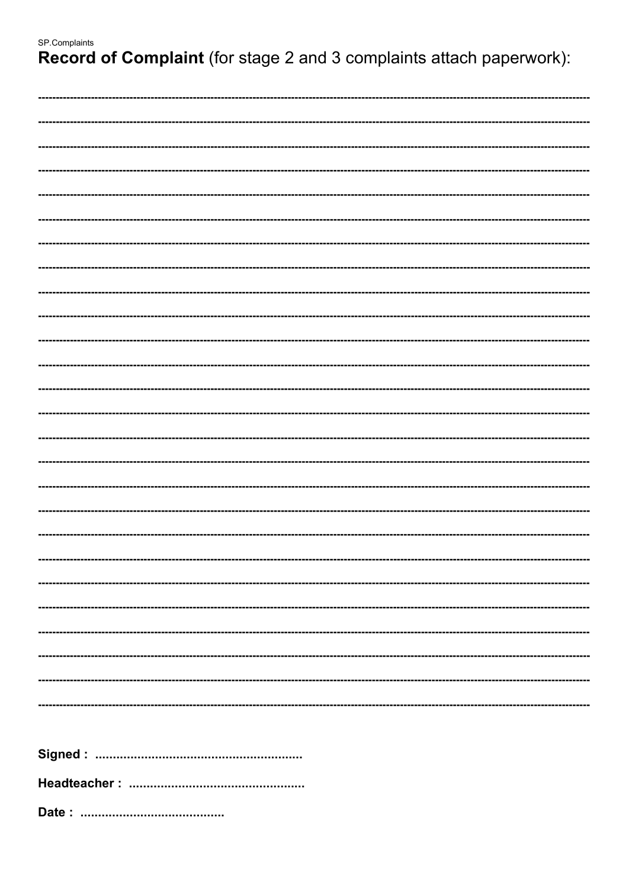SP.Complaints

**Record of Complaint** (for stage 2 and 3 complaints attach paperwork):

-----------------------------------------------------------------------------------------------------------------------------------------------

-----------------------------------------------------------------------------------------------------------------------------------------------

-----------------------------------------------------------------------------------------------------------------------------------------------

-----------------------------------------------------------------------------------------------------------------------------------------------

-----------------------------------------------------------------------------------------------------------------------------------------------

-----------------------------------------------------------------------------------------------------------------------------------------------

-----------------------------------------------------------------------------------------------------------------------------------------------

-----------------------------------------------------------------------------------------------------------------------------------------------

-----------------------------------------------------------------------------------------------------------------------------------------------

-----------------------------------------------------------------------------------------------------------------------------------------------

-----------------------------------------------------------------------------------------------------------------------------------------------

-----------------------------------------------------------------------------------------------------------------------------------------------

-----------------------------------------------------------------------------------------------------------------------------------------------

-----------------------------------------------------------------------------------------------------------------------------------------------

-----------------------------------------------------------------------------------------------------------------------------------------------

-----------------------------------------------------------------------------------------------------------------------------------------------

-----------------------------------------------------------------------------------------------------------------------------------------------

-----------------------------------------------------------------------------------------------------------------------------------------------

-----------------------------------------------------------------------------------------------------------------------------------------------

-----------------------------------------------------------------------------------------------------------------------------------------------

-----------------------------------------------------------------------------------------------------------------------------------------------

-----------------------------------------------------------------------------------------------------------------------------------------------

-----------------------------------------------------------------------------------------------------------------------------------------------

-----------------------------------------------------------------------------------------------------------------------------------------------

-----------------------------------------------------------------------------------------------------------------------------------------------

**Signed : ..........................................................**

**Headteacher : .................................................**

**Date : ........................................**